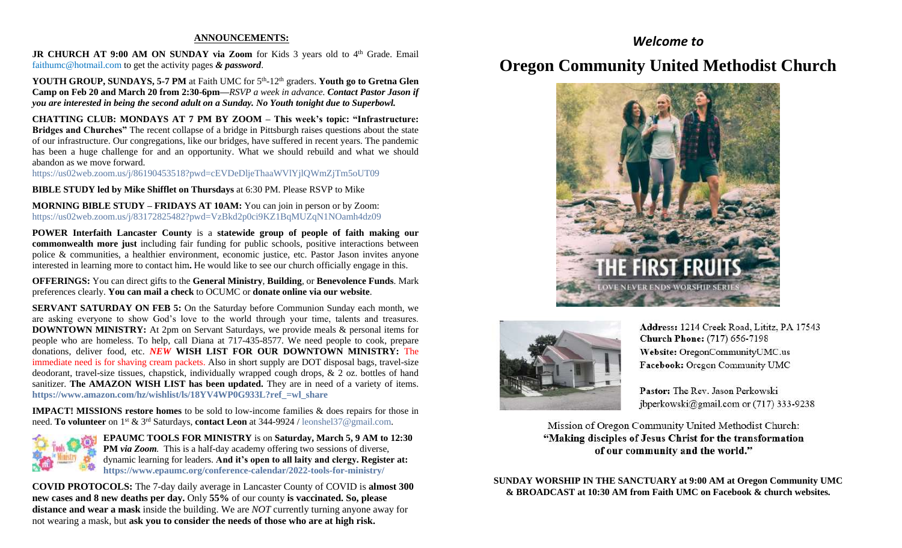## ANNOUNCEMENTS:

**JR CHURCH AT 9:00 AM ON SUNDAY via Zoom** for Kids 3 years old to 4th Grade. Email faithumc@hotmail.com to get the activity pages ***& password***.

**YOUTH GROUP, SUNDAYS, 5-7 PM** at Faith UMC for 5th-12th graders. **Youth go to Gretna Glen Camp on Feb 20 and March 20 from 2:30-6pm—***RSVP a week in advance.* ***Contact Pastor Jason if you are interested in being the second adult on a Sunday. No Youth tonight due to Superbowl.***

**CHATTING CLUB: MONDAYS AT 7 PM BY ZOOM – This week's topic: "Infrastructure: Bridges and Churches"** The recent collapse of a bridge in Pittsburgh raises questions about the state of our infrastructure. Our congregations, like our bridges, have suffered in recent years. The pandemic has been a huge challenge for and an opportunity. What we should rebuild and what we should abandon as we move forward.
https://us02web.zoom.us/j/86190453518?pwd=cEVDeDljeThaaWVlYjlQWmZjTm5oUT09

**BIBLE STUDY led by Mike Shifflet on Thursdays** at 6:30 PM. Please RSVP to Mike

**MORNING BIBLE STUDY – FRIDAYS AT 10AM:** You can join in person or by Zoom:
https://us02web.zoom.us/j/83172825482?pwd=VzBkd2p0ci9KZ1BqMUZqN1NOamh4dz09

**POWER Interfaith Lancaster County** is a **statewide group of people of faith making our commonwealth more just** including fair funding for public schools, positive interactions between police & communities, a healthier environment, economic justice, etc. Pastor Jason invites anyone interested in learning more to contact him**.** He would like to see our church officially engage in this.

**OFFERINGS:** You can direct gifts to the **General Ministry**, **Building**, or **Benevolence Funds**. Mark preferences clearly. **You can mail a check** to OCUMC or **donate online via our website**.

**SERVANT SATURDAY ON FEB 5:** On the Saturday before Communion Sunday each month, we are asking everyone to show God's love to the world through your time, talents and treasures. **DOWNTOWN MINISTRY:** At 2pm on Servant Saturdays, we provide meals & personal items for people who are homeless. To help, call Diana at 717-435-8577. We need people to cook, prepare donations, deliver food, etc. ***NEW*** **WISH LIST FOR OUR DOWNTOWN MINISTRY:** The immediate need is for shaving cream packets. Also in short supply are DOT disposal bags, travel-size deodorant, travel-size tissues, chapstick, individually wrapped cough drops, & 2 oz. bottles of hand sanitizer. **The AMAZON WISH LIST has been updated.** They are in need of a variety of items. **https://www.amazon.com/hz/wishlist/ls/18YV4WP0G933L?ref_=wl_share**

**IMPACT! MISSIONS restore homes** to be sold to low-income families & does repairs for those in need. **To volunteer** on 1st & 3rd Saturdays, **contact Leon** at 344-9924 / leonshel37@gmail.com.

**EPAUMC TOOLS FOR MINISTRY** is on **Saturday, March 5, 9 AM to 12:30 PM** *via Zoom.* This is a half-day academy offering two sessions of diverse, dynamic learning for leaders. **And it's open to all laity and clergy. Register at: https://www.epaumc.org/conference-calendar/2022-tools-for-ministry/**

**COVID PROTOCOLS:** The 7-day daily average in Lancaster County of COVID is **almost 300 new cases and 8 new deaths per day.** Only **55%** of our county **is vaccinated. So, please distance and wear a mask** inside the building. We are *NOT* currently turning anyone away for not wearing a mask, but **ask you to consider the needs of those who are at high risk.**

*Welcome to*

# Oregon Community United Methodist Church

THE FIRST FRUITS
LOVE NEVER ENDS WORSHIP SERIES

**Address:** 1214 Creek Road, Lititz, PA 17543
**Church Phone:** (717) 656-7198
**Website:** OregonCommunityUMC.us
**Facebook:** Oregon Community UMC

**Pastor:** The Rev. Jason Perkowski
jbperkowski@gmail.com or (717) 333-9238

Mission of Oregon Community United Methodist Church:
**"Making disciples of Jesus Christ for the transformation of our community and the world."**

**SUNDAY WORSHIP IN THE SANCTUARY at 9:00 AM at Oregon Community UMC & BROADCAST at 10:30 AM from Faith UMC on Facebook & church websites.**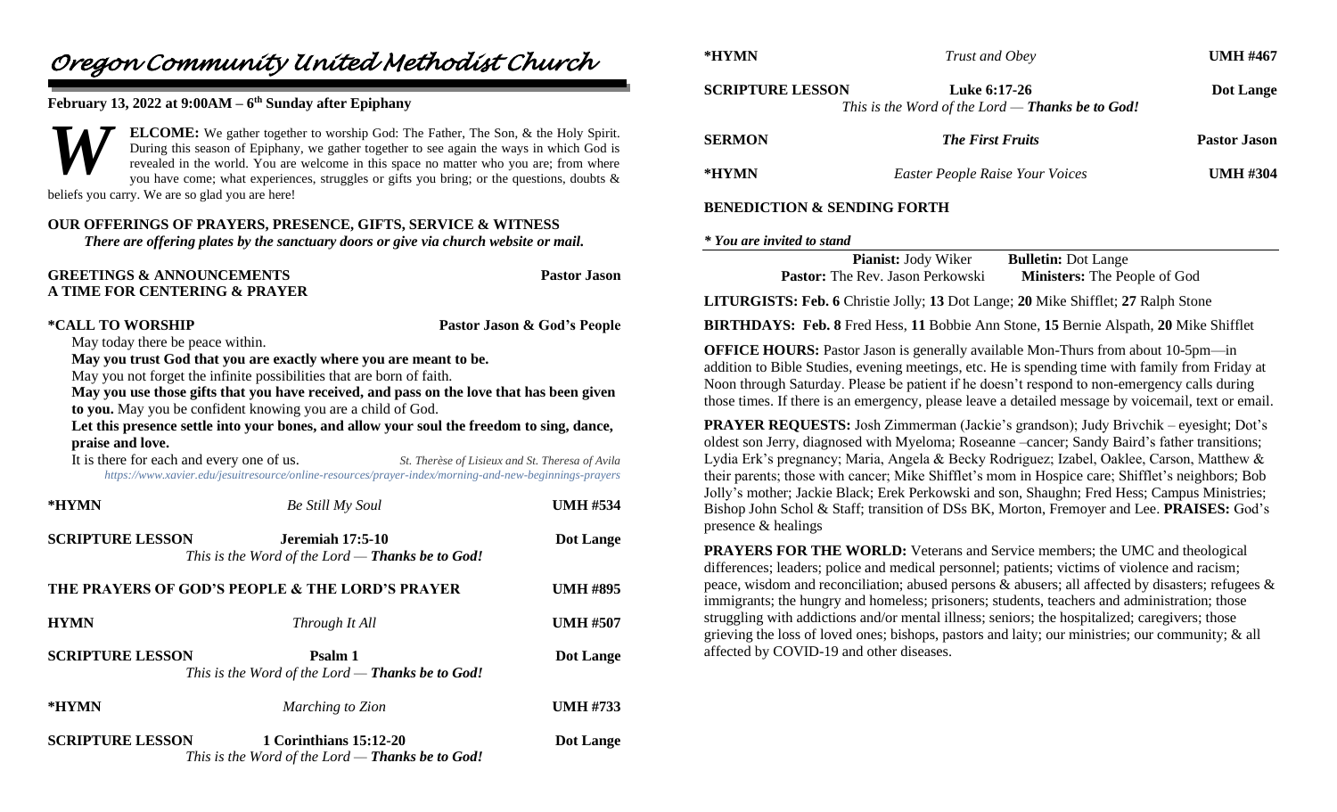# Oregon Community United Methodist Church

**February 13, 2022 at 9:00AM – 6th Sunday after Epiphany**

**WELCOME:** We gather together to worship God: The Father, The Son, & the Holy Spirit. During this season of Epiphany, we gather together to see again the ways in which God is revealed in the world. You are welcome in this space no matter who you are; from where you have come; what experiences, struggles or gifts you bring; or the questions, doubts & beliefs you carry. We are so glad you are here!

**OUR OFFERINGS OF PRAYERS, PRESENCE, GIFTS, SERVICE & WITNESS**
*There are offering plates by the sanctuary doors or give via church website or mail.*

**GREETINGS & ANNOUNCEMENTS** — **Pastor Jason**
**A TIME FOR CENTERING & PRAYER**

**\*CALL TO WORSHIP** — **Pastor Jason & God's People**

May today there be peace within.
**May you trust God that you are exactly where you are meant to be.**
May you not forget the infinite possibilities that are born of faith.
**May you use those gifts that you have received, and pass on the love that has been given to you.** May you be confident knowing you are a child of God.
**Let this presence settle into your bones, and allow your soul the freedom to sing, dance, praise and love.**
It is there for each and every one of us. *St. Thérèse of Lisieux and St. Theresa of Avila*
*https://www.xavier.edu/jesuitresource/online-resources/prayer-index/morning-and-new-beginnings-prayers*

**\*HYMN** — *Be Still My Soul* — **UMH #534**

**SCRIPTURE LESSON** — **Jeremiah 17:5-10** — **Dot Lange**
*This is the Word of the Lord — **Thanks be to God!***

**THE PRAYERS OF GOD'S PEOPLE & THE LORD'S PRAYER** — **UMH #895**

**HYMN** — *Through It All* — **UMH #507**

**SCRIPTURE LESSON** — **Psalm 1** — **Dot Lange**
*This is the Word of the Lord — **Thanks be to God!***

**\*HYMN** — *Marching to Zion* — **UMH #733**

**SCRIPTURE LESSON** — **1 Corinthians 15:12-20** — **Dot Lange**
*This is the Word of the Lord — **Thanks be to God!***

**\*HYMN** — *Trust and Obey* — **UMH #467**

**SCRIPTURE LESSON** — **Luke 6:17-26** — **Dot Lange**
*This is the Word of the Lord — **Thanks be to God!***

**SERMON** — ***The First Fruits*** — **Pastor Jason**

**\*HYMN** — *Easter People Raise Your Voices* — **UMH #304**

**BENEDICTION & SENDING FORTH**

*\* You are invited to stand*

**Pianist:** Jody Wiker **Bulletin:** Dot Lange
**Pastor:** The Rev. Jason Perkowski **Ministers:** The People of God

**LITURGISTS: Feb. 6** Christie Jolly; **13** Dot Lange; **20** Mike Shifflet; **27** Ralph Stone

**BIRTHDAYS: Feb. 8** Fred Hess, **11** Bobbie Ann Stone, **15** Bernie Alspath, **20** Mike Shifflet

**OFFICE HOURS:** Pastor Jason is generally available Mon-Thurs from about 10-5pm—in addition to Bible Studies, evening meetings, etc. He is spending time with family from Friday at Noon through Saturday. Please be patient if he doesn't respond to non-emergency calls during those times. If there is an emergency, please leave a detailed message by voicemail, text or email.

**PRAYER REQUESTS:** Josh Zimmerman (Jackie's grandson); Judy Brivchik – eyesight; Dot's oldest son Jerry, diagnosed with Myeloma; Roseanne –cancer; Sandy Baird's father transitions; Lydia Erk's pregnancy; Maria, Angela & Becky Rodriguez; Izabel, Oaklee, Carson, Matthew & their parents; those with cancer; Mike Shifflet's mom in Hospice care; Shifflet's neighbors; Bob Jolly's mother; Jackie Black; Erek Perkowski and son, Shaughn; Fred Hess; Campus Ministries; Bishop John Schol & Staff; transition of DSs BK, Morton, Fremoyer and Lee. **PRAISES:** God's presence & healings

**PRAYERS FOR THE WORLD:** Veterans and Service members; the UMC and theological differences; leaders; police and medical personnel; patients; victims of violence and racism; peace, wisdom and reconciliation; abused persons & abusers; all affected by disasters; refugees & immigrants; the hungry and homeless; prisoners; students, teachers and administration; those struggling with addictions and/or mental illness; seniors; the hospitalized; caregivers; those grieving the loss of loved ones; bishops, pastors and laity; our ministries; our community; & all affected by COVID-19 and other diseases.